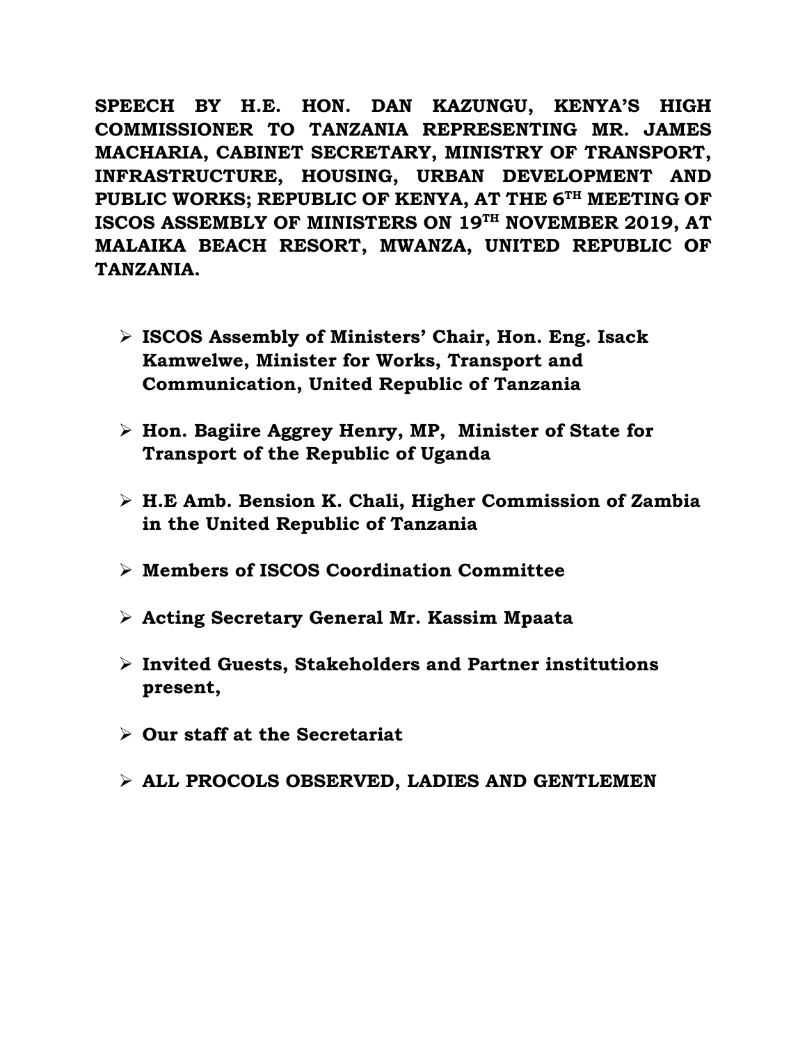**SPEECH BY H.E. HON. DAN KAZUNGU, KENYA'S HIGH COMMISSIONER TO TANZANIA REPRESENTING MR. JAMES MACHARIA, CABINET SECRETARY, MINISTRY OF TRANSPORT, INFRASTRUCTURE, HOUSING, URBAN DEVELOPMENT AND PUBLIC WORKS; REPUBLIC OF KENYA, AT THE 6TH MEETING OF ISCOS ASSEMBLY OF MINISTERS ON 19TH NOVEMBER 2019, AT MALAIKA BEACH RESORT, MWANZA, UNITED REPUBLIC OF TANZANIA.**

- **ISCOS Assembly of Ministers' Chair, Hon. Eng. Isack Kamwelwe, Minister for Works, Transport and Communication, United Republic of Tanzania**
- **Hon. Bagiire Aggrey Henry, MP, Minister of State for Transport of the Republic of Uganda**
- **H.E Amb. Bension K. Chali, Higher Commission of Zambia in the United Republic of Tanzania**
- **Members of ISCOS Coordination Committee**
- **Acting Secretary General Mr. Kassim Mpaata**
- **Invited Guests, Stakeholders and Partner institutions present,**
- **Our staff at the Secretariat**
- **ALL PROCOLS OBSERVED, LADIES AND GENTLEMEN**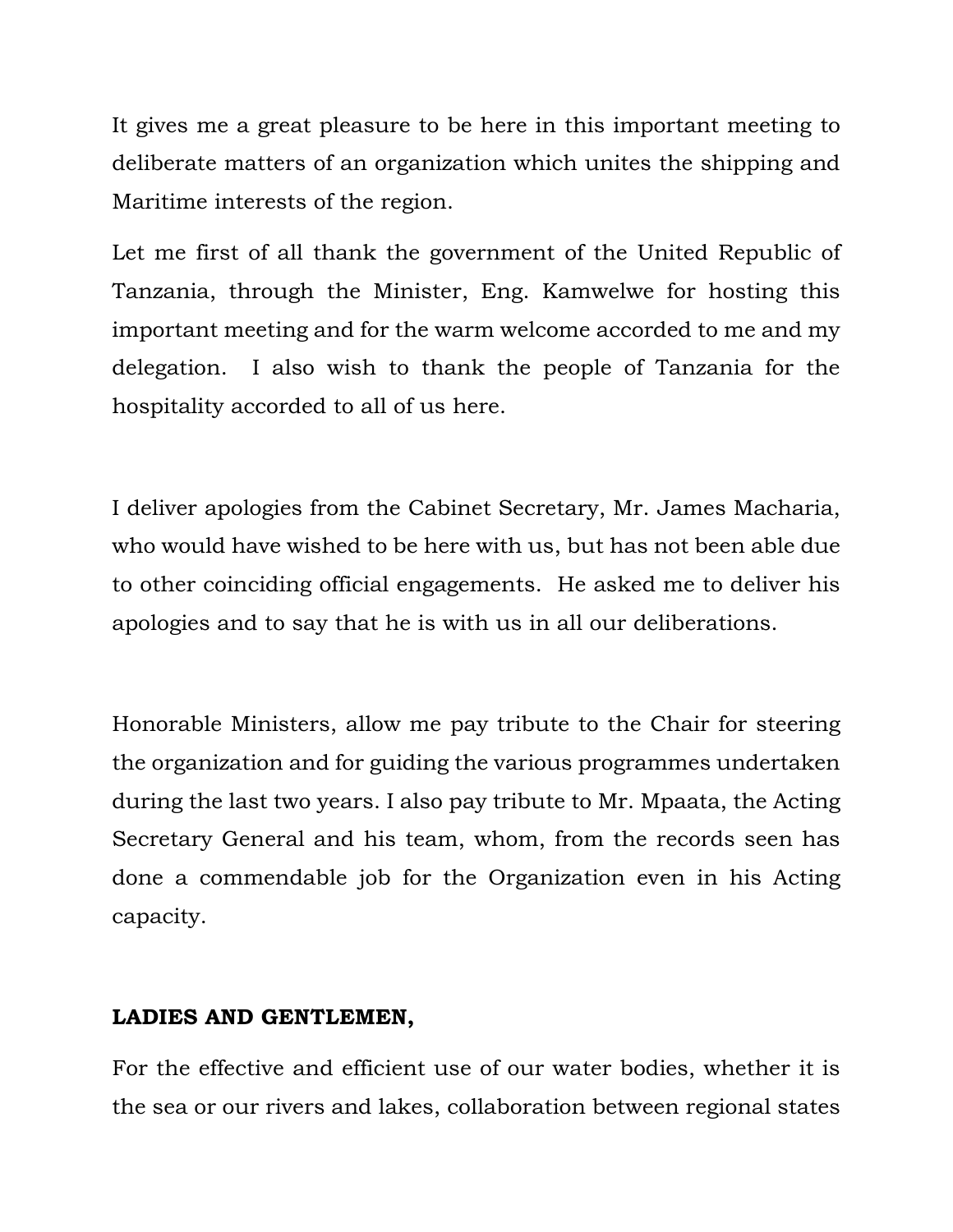It gives me a great pleasure to be here in this important meeting to deliberate matters of an organization which unites the shipping and Maritime interests of the region.

Let me first of all thank the government of the United Republic of Tanzania, through the Minister, Eng. Kamwelwe for hosting this important meeting and for the warm welcome accorded to me and my delegation. I also wish to thank the people of Tanzania for the hospitality accorded to all of us here.

I deliver apologies from the Cabinet Secretary, Mr. James Macharia, who would have wished to be here with us, but has not been able due to other coinciding official engagements. He asked me to deliver his apologies and to say that he is with us in all our deliberations.

Honorable Ministers, allow me pay tribute to the Chair for steering the organization and for guiding the various programmes undertaken during the last two years. I also pay tribute to Mr. Mpaata, the Acting Secretary General and his team, whom, from the records seen has done a commendable job for the Organization even in his Acting capacity.

**LADIES AND GENTLEMEN,**

For the effective and efficient use of our water bodies, whether it is the sea or our rivers and lakes, collaboration between regional states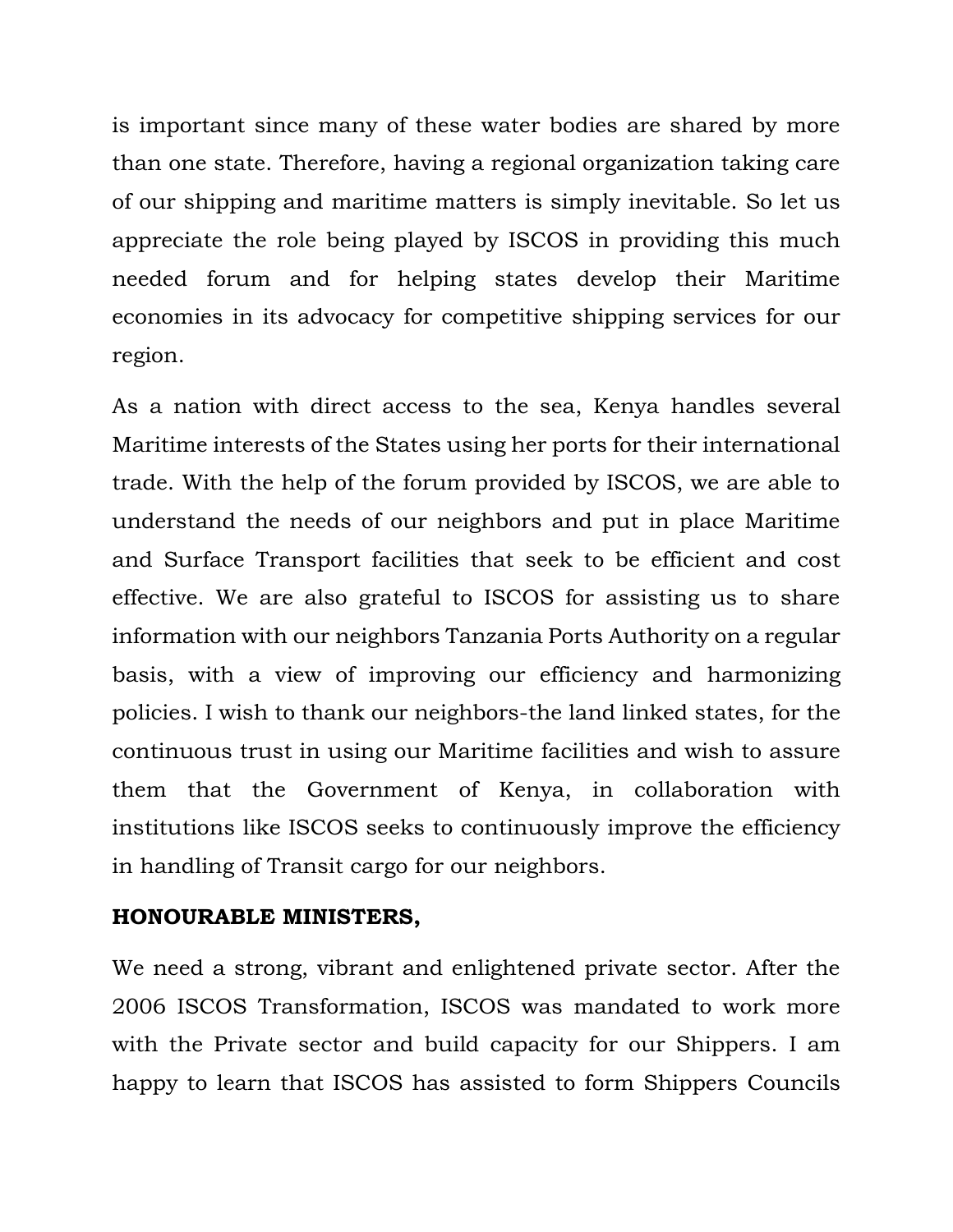is important since many of these water bodies are shared by more than one state. Therefore, having a regional organization taking care of our shipping and maritime matters is simply inevitable. So let us appreciate the role being played by ISCOS in providing this much needed forum and for helping states develop their Maritime economies in its advocacy for competitive shipping services for our region.

As a nation with direct access to the sea, Kenya handles several Maritime interests of the States using her ports for their international trade. With the help of the forum provided by ISCOS, we are able to understand the needs of our neighbors and put in place Maritime and Surface Transport facilities that seek to be efficient and cost effective. We are also grateful to ISCOS for assisting us to share information with our neighbors Tanzania Ports Authority on a regular basis, with a view of improving our efficiency and harmonizing policies. I wish to thank our neighbors-the land linked states, for the continuous trust in using our Maritime facilities and wish to assure them that the Government of Kenya, in collaboration with institutions like ISCOS seeks to continuously improve the efficiency in handling of Transit cargo for our neighbors.

**HONOURABLE MINISTERS,**

We need a strong, vibrant and enlightened private sector. After the 2006 ISCOS Transformation, ISCOS was mandated to work more with the Private sector and build capacity for our Shippers. I am happy to learn that ISCOS has assisted to form Shippers Councils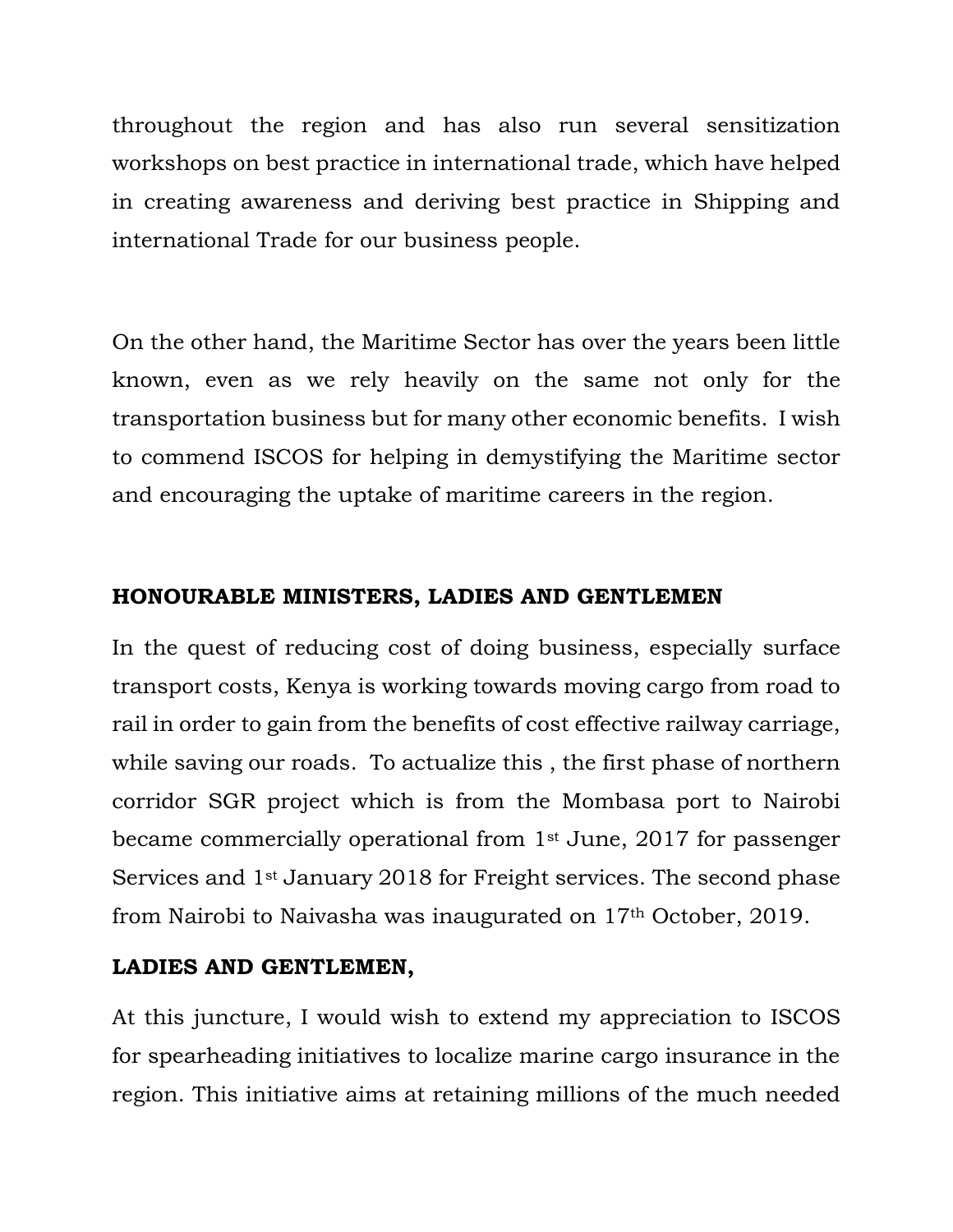throughout the region and has also run several sensitization workshops on best practice in international trade, which have helped in creating awareness and deriving best practice in Shipping and international Trade for our business people.

On the other hand, the Maritime Sector has over the years been little known, even as we rely heavily on the same not only for the transportation business but for many other economic benefits. I wish to commend ISCOS for helping in demystifying the Maritime sector and encouraging the uptake of maritime careers in the region.

**HONOURABLE MINISTERS, LADIES AND GENTLEMEN**

In the quest of reducing cost of doing business, especially surface transport costs, Kenya is working towards moving cargo from road to rail in order to gain from the benefits of cost effective railway carriage, while saving our roads. To actualize this , the first phase of northern corridor SGR project which is from the Mombasa port to Nairobi became commercially operational from 1st June, 2017 for passenger Services and 1st January 2018 for Freight services. The second phase from Nairobi to Naivasha was inaugurated on 17th October, 2019.

**LADIES AND GENTLEMEN,**

At this juncture, I would wish to extend my appreciation to ISCOS for spearheading initiatives to localize marine cargo insurance in the region. This initiative aims at retaining millions of the much needed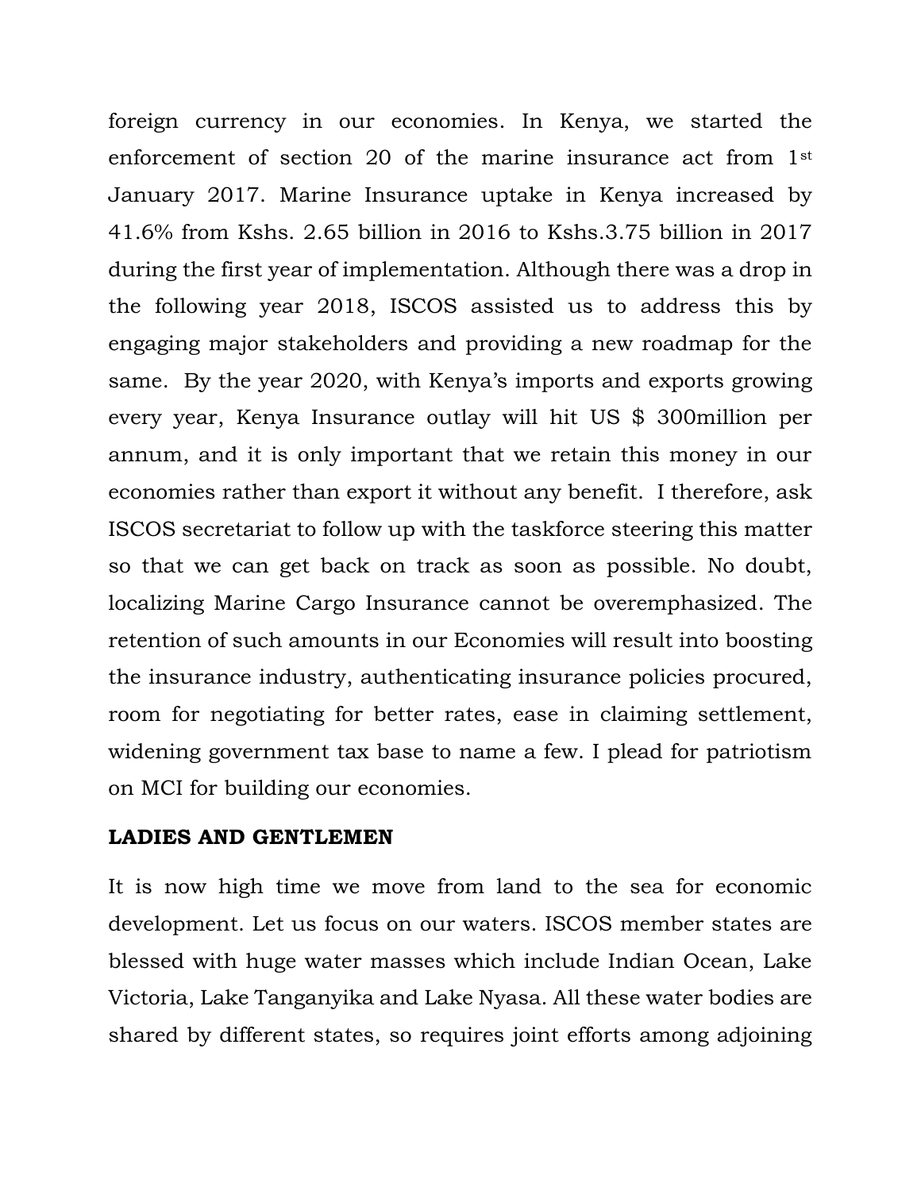foreign currency in our economies. In Kenya, we started the enforcement of section 20 of the marine insurance act from 1st January 2017. Marine Insurance uptake in Kenya increased by 41.6% from Kshs. 2.65 billion in 2016 to Kshs.3.75 billion in 2017 during the first year of implementation. Although there was a drop in the following year 2018, ISCOS assisted us to address this by engaging major stakeholders and providing a new roadmap for the same. By the year 2020, with Kenya's imports and exports growing every year, Kenya Insurance outlay will hit US $ 300million per annum, and it is only important that we retain this money in our economies rather than export it without any benefit. I therefore, ask ISCOS secretariat to follow up with the taskforce steering this matter so that we can get back on track as soon as possible. No doubt, localizing Marine Cargo Insurance cannot be overemphasized. The retention of such amounts in our Economies will result into boosting the insurance industry, authenticating insurance policies procured, room for negotiating for better rates, ease in claiming settlement, widening government tax base to name a few. I plead for patriotism on MCI for building our economies.

**LADIES AND GENTLEMEN**

It is now high time we move from land to the sea for economic development. Let us focus on our waters. ISCOS member states are blessed with huge water masses which include Indian Ocean, Lake Victoria, Lake Tanganyika and Lake Nyasa. All these water bodies are shared by different states, so requires joint efforts among adjoining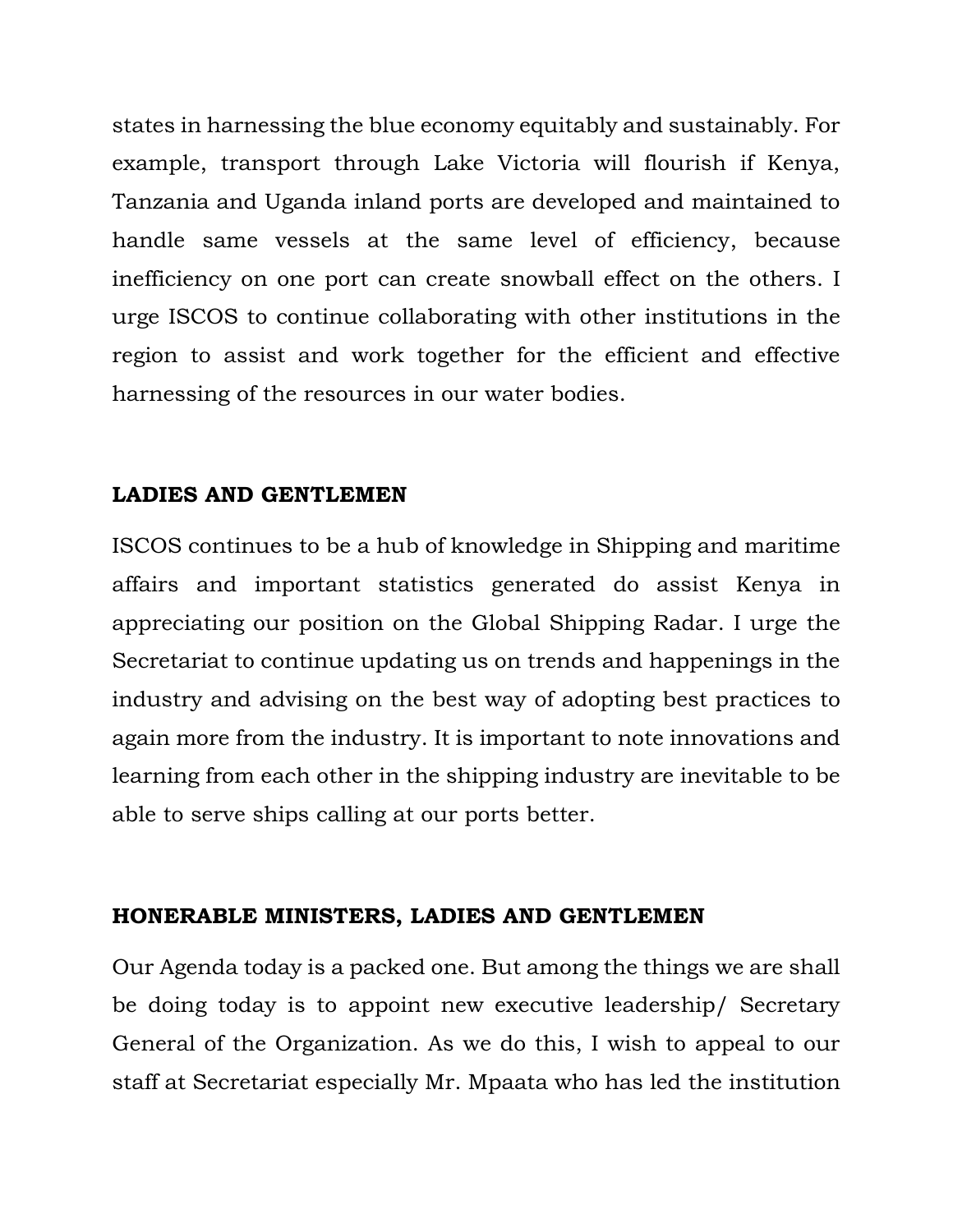states in harnessing the blue economy equitably and sustainably. For example, transport through Lake Victoria will flourish if Kenya, Tanzania and Uganda inland ports are developed and maintained to handle same vessels at the same level of efficiency, because inefficiency on one port can create snowball effect on the others. I urge ISCOS to continue collaborating with other institutions in the region to assist and work together for the efficient and effective harnessing of the resources in our water bodies.

**LADIES AND GENTLEMEN**

ISCOS continues to be a hub of knowledge in Shipping and maritime affairs and important statistics generated do assist Kenya in appreciating our position on the Global Shipping Radar. I urge the Secretariat to continue updating us on trends and happenings in the industry and advising on the best way of adopting best practices to again more from the industry. It is important to note innovations and learning from each other in the shipping industry are inevitable to be able to serve ships calling at our ports better.

**HONERABLE MINISTERS, LADIES AND GENTLEMEN**

Our Agenda today is a packed one. But among the things we are shall be doing today is to appoint new executive leadership/ Secretary General of the Organization. As we do this, I wish to appeal to our staff at Secretariat especially Mr. Mpaata who has led the institution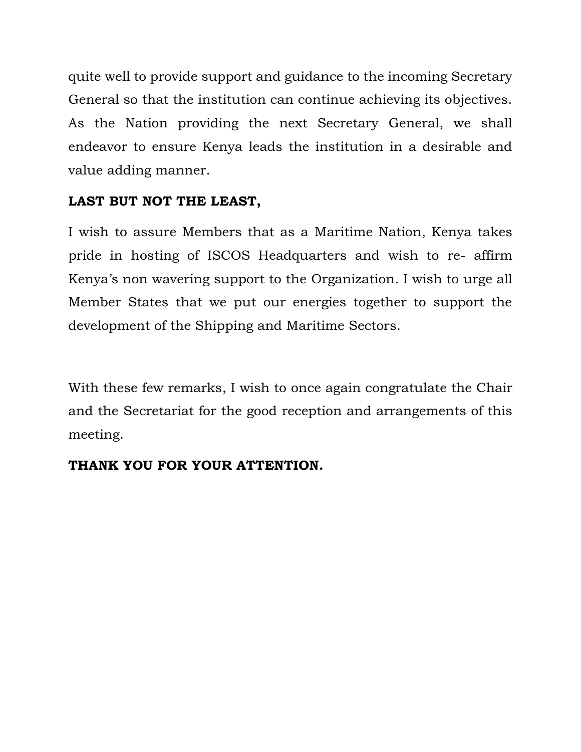quite well to provide support and guidance to the incoming Secretary General so that the institution can continue achieving its objectives. As the Nation providing the next Secretary General, we shall endeavor to ensure Kenya leads the institution in a desirable and value adding manner.

**LAST BUT NOT THE LEAST,**

I wish to assure Members that as a Maritime Nation, Kenya takes pride in hosting of ISCOS Headquarters and wish to re- affirm Kenya's non wavering support to the Organization. I wish to urge all Member States that we put our energies together to support the development of the Shipping and Maritime Sectors.

With these few remarks, I wish to once again congratulate the Chair and the Secretariat for the good reception and arrangements of this meeting.

**THANK YOU FOR YOUR ATTENTION.**